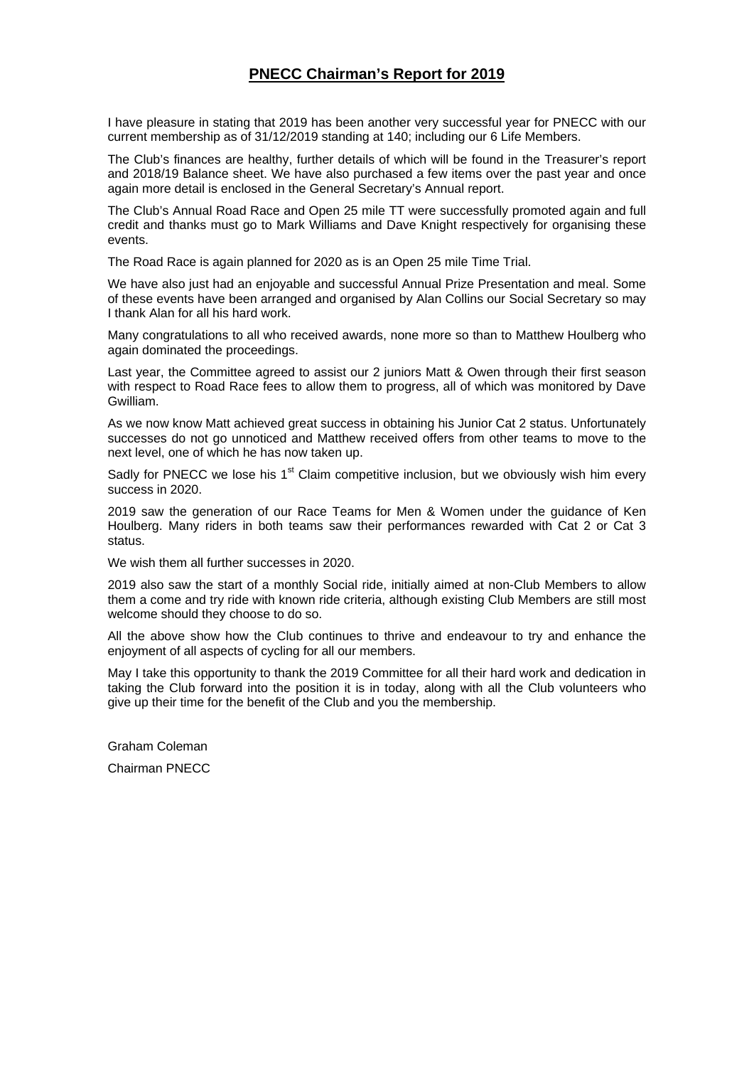# PNECC Chairman's Report for 2019

I have pleasure in stating that 2019 has been another very successful year for PNECC with our current membership as of 31/12/2019 standing at 140; including our 6 Life Members.

The Club's finances are healthy, further details of which will be found in the Treasurer's report and 2018/19 Balance sheet. We have also purchased a few items over the past year and once again more detail is enclosed in the General Secretary's Annual report.

The Club's Annual Road Race and Open 25 mile TT were successfully promoted again and full credit and thanks must go to Mark Williams and Dave Knight respectively for organising these events.

The Road Race is again planned for 2020 as is an Open 25 mile Time Trial.

We have also just had an enjoyable and successful Annual Prize Presentation and meal. Some of these events have been arranged and organised by Alan Collins our Social Secretary so may I thank Alan for all his hard work.

Many congratulations to all who received awards, none more so than to Matthew Houlberg who again dominated the proceedings.

Last year, the Committee agreed to assist our 2 juniors Matt & Owen through their first season with respect to Road Race fees to allow them to progress, all of which was monitored by Dave Gwilliam.

As we now know Matt achieved great success in obtaining his Junior Cat 2 status. Unfortunately successes do not go unnoticed and Matthew received offers from other teams to move to the next level, one of which he has now taken up.

Sadly for PNECC we lose his 1st Claim competitive inclusion, but we obviously wish him every success in 2020.

2019 saw the generation of our Race Teams for Men & Women under the guidance of Ken Houlberg. Many riders in both teams saw their performances rewarded with Cat 2 or Cat 3 status.

We wish them all further successes in 2020.

2019 also saw the start of a monthly Social ride, initially aimed at non-Club Members to allow them a come and try ride with known ride criteria, although existing Club Members are still most welcome should they choose to do so.

All the above show how the Club continues to thrive and endeavour to try and enhance the enjoyment of all aspects of cycling for all our members.

May I take this opportunity to thank the 2019 Committee for all their hard work and dedication in taking the Club forward into the position it is in today, along with all the Club volunteers who give up their time for the benefit of the Club and you the membership.

Graham Coleman

Chairman PNECC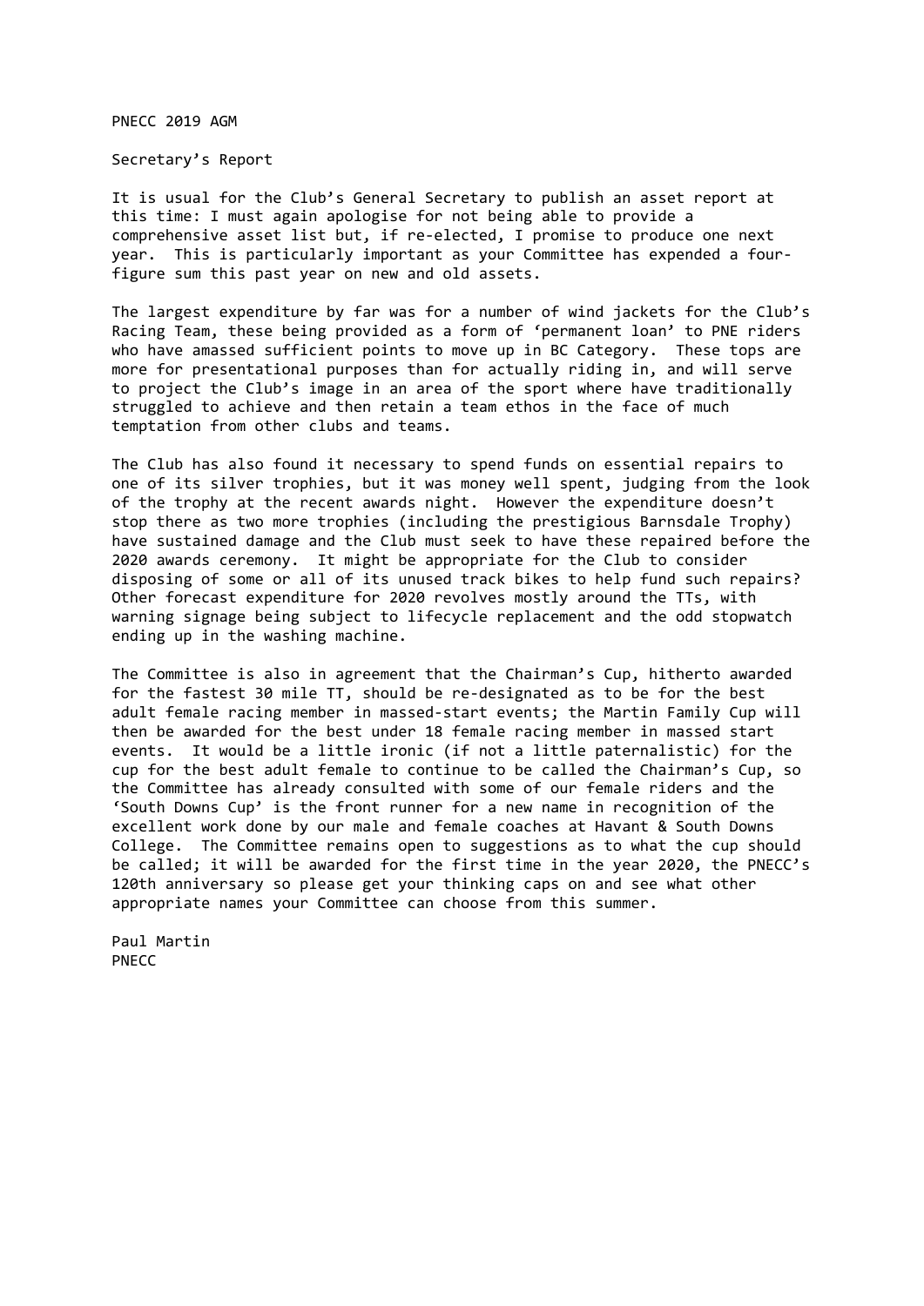PNECC 2019 AGM

Secretary's Report

It is usual for the Club's General Secretary to publish an asset report at this time: I must again apologise for not being able to provide a comprehensive asset list but, if re-elected, I promise to produce one next year. This is particularly important as your Committee has expended a four-figure sum this past year on new and old assets.

The largest expenditure by far was for a number of wind jackets for the Club's Racing Team, these being provided as a form of 'permanent loan' to PNE riders who have amassed sufficient points to move up in BC Category. These tops are more for presentational purposes than for actually riding in, and will serve to project the Club's image in an area of the sport where have traditionally struggled to achieve and then retain a team ethos in the face of much temptation from other clubs and teams.

The Club has also found it necessary to spend funds on essential repairs to one of its silver trophies, but it was money well spent, judging from the look of the trophy at the recent awards night. However the expenditure doesn't stop there as two more trophies (including the prestigious Barnsdale Trophy) have sustained damage and the Club must seek to have these repaired before the 2020 awards ceremony. It might be appropriate for the Club to consider disposing of some or all of its unused track bikes to help fund such repairs? Other forecast expenditure for 2020 revolves mostly around the TTs, with warning signage being subject to lifecycle replacement and the odd stopwatch ending up in the washing machine.

The Committee is also in agreement that the Chairman's Cup, hitherto awarded for the fastest 30 mile TT, should be re-designated as to be for the best adult female racing member in massed-start events; the Martin Family Cup will then be awarded for the best under 18 female racing member in massed start events. It would be a little ironic (if not a little paternalistic) for the cup for the best adult female to continue to be called the Chairman's Cup, so the Committee has already consulted with some of our female riders and the 'South Downs Cup' is the front runner for a new name in recognition of the excellent work done by our male and female coaches at Havant & South Downs College. The Committee remains open to suggestions as to what the cup should be called; it will be awarded for the first time in the year 2020, the PNECC's 120th anniversary so please get your thinking caps on and see what other appropriate names your Committee can choose from this summer.

Paul Martin
PNECC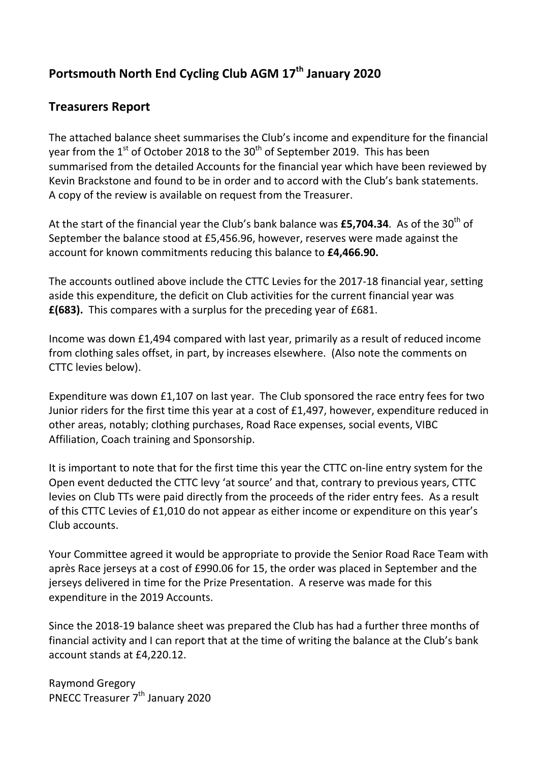# Portsmouth North End Cycling Club AGM 17th January 2020

## Treasurers Report

The attached balance sheet summarises the Club's income and expenditure for the financial year from the 1st of October 2018 to the 30th of September 2019. This has been summarised from the detailed Accounts for the financial year which have been reviewed by Kevin Brackstone and found to be in order and to accord with the Club's bank statements. A copy of the review is available on request from the Treasurer.

At the start of the financial year the Club's bank balance was **£5,704.34**. As of the 30th of September the balance stood at £5,456.96, however, reserves were made against the account for known commitments reducing this balance to **£4,466.90.**

The accounts outlined above include the CTTC Levies for the 2017-18 financial year, setting aside this expenditure, the deficit on Club activities for the current financial year was **£(683).** This compares with a surplus for the preceding year of £681.

Income was down £1,494 compared with last year, primarily as a result of reduced income from clothing sales offset, in part, by increases elsewhere. (Also note the comments on CTTC levies below).

Expenditure was down £1,107 on last year. The Club sponsored the race entry fees for two Junior riders for the first time this year at a cost of £1,497, however, expenditure reduced in other areas, notably; clothing purchases, Road Race expenses, social events, VIBC Affiliation, Coach training and Sponsorship.

It is important to note that for the first time this year the CTTC on-line entry system for the Open event deducted the CTTC levy 'at source' and that, contrary to previous years, CTTC levies on Club TTs were paid directly from the proceeds of the rider entry fees. As a result of this CTTC Levies of £1,010 do not appear as either income or expenditure on this year's Club accounts.

Your Committee agreed it would be appropriate to provide the Senior Road Race Team with après Race jerseys at a cost of £990.06 for 15, the order was placed in September and the jerseys delivered in time for the Prize Presentation. A reserve was made for this expenditure in the 2019 Accounts.

Since the 2018-19 balance sheet was prepared the Club has had a further three months of financial activity and I can report that at the time of writing the balance at the Club's bank account stands at £4,220.12.

Raymond Gregory
PNECC Treasurer 7th January 2020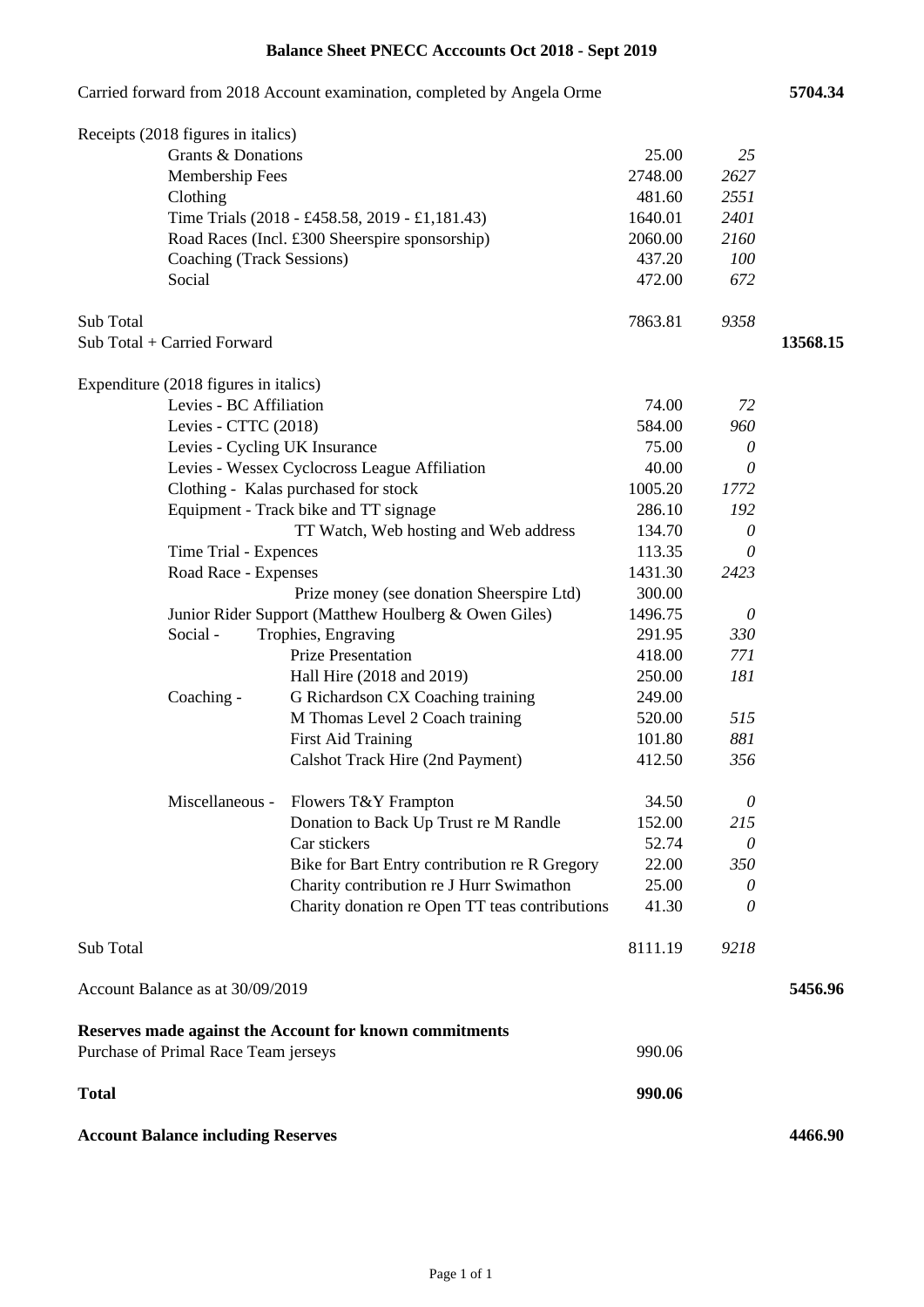# Balance Sheet PNECC Acccounts Oct 2018 - Sept 2019

| | | | 2019 | *2018* | |
|---|---|---|---|---|---|
| Carried forward from 2018 Account examination, completed by Angela Orme | | | | | **5704.34** |
| Receipts (2018 figures in italics) | | | | | |
| | Grants & Donations | | 25.00 | *25* | |
| | Membership Fees | | 2748.00 | *2627* | |
| | Clothing | | 481.60 | *2551* | |
| | Time Trials (2018 - £458.58, 2019 - £1,181.43) | | 1640.01 | *2401* | |
| | Road Races (Incl. £300 Sheerspire sponsorship) | | 2060.00 | *2160* | |
| | Coaching (Track Sessions) | | 437.20 | *100* | |
| | Social | | 472.00 | *672* | |
| Sub Total | | | 7863.81 | *9358* | |
| Sub Total + Carried Forward | | | | | **13568.15** |
| Expenditure (2018 figures in italics) | | | | | |
| | Levies - BC Affiliation | | 74.00 | *72* | |
| | Levies - CTTC (2018) | | 584.00 | *960* | |
| | Levies - Cycling UK Insurance | | 75.00 | *0* | |
| | Levies - Wessex Cyclocross League Affiliation | | 40.00 | *0* | |
| | Clothing - Kalas purchased for stock | | 1005.20 | *1772* | |
| | Equipment - Track bike and TT signage | | 286.10 | *192* | |
| | | TT Watch, Web hosting and Web address | 134.70 | *0* | |
| | Time Trial - Expences | | 113.35 | *0* | |
| | Road Race - Expenses | | 1431.30 | *2423* | |
| | | Prize money (see donation Sheerspire Ltd) | 300.00 | | |
| | Junior Rider Support (Matthew Houlberg & Owen Giles) | | 1496.75 | *0* | |
| | Social - | Trophies, Engraving | 291.95 | *330* | |
| | | Prize Presentation | 418.00 | *771* | |
| | | Hall Hire (2018 and 2019) | 250.00 | *181* | |
| | Coaching - | G Richardson CX Coaching training | 249.00 | | |
| | | M Thomas Level 2 Coach training | 520.00 | *515* | |
| | | First Aid Training | 101.80 | *881* | |
| | | Calshot Track Hire (2nd Payment) | 412.50 | *356* | |
| | Miscellaneous - | Flowers T&Y Frampton | 34.50 | *0* | |
| | | Donation to Back Up Trust re M Randle | 152.00 | *215* | |
| | | Car stickers | 52.74 | *0* | |
| | | Bike for Bart Entry contribution re R Gregory | 22.00 | *350* | |
| | | Charity contribution re J Hurr Swimathon | 25.00 | *0* | |
| | | Charity donation re Open TT teas contributions | 41.30 | *0* | |
| Sub Total | | | 8111.19 | *9218* | |
| Account Balance as at 30/09/2019 | | | | | **5456.96** |
| **Reserves made against the Account for known commitments** | | | | | |
| Purchase of Primal Race Team jerseys | | | 990.06 | | |
| **Total** | | | **990.06** | | |
| **Account Balance including Reserves** | | | | | **4466.90** |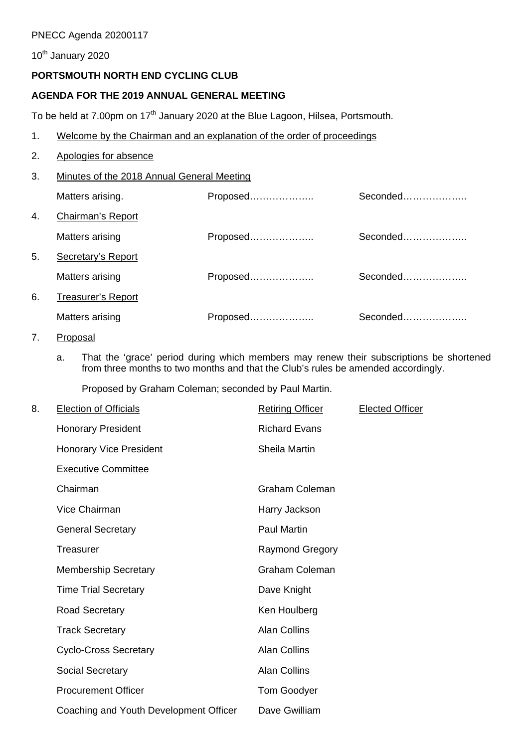PNECC Agenda 20200117

10th January 2020

**PORTSMOUTH NORTH END CYCLING CLUB**

**AGENDA FOR THE 2019 ANNUAL GENERAL MEETING**

To be held at 7.00pm on 17th January 2020 at the Blue Lagoon, Hilsea, Portsmouth.

1. Welcome by the Chairman and an explanation of the order of proceedings

2. Apologies for absence

3. Minutes of the 2018 Annual General Meeting

   Matters arising. Proposed……………….. Seconded………………..

4. Chairman's Report

   Matters arising Proposed……………….. Seconded………………..

5. Secretary's Report

   Matters arising Proposed……………….. Seconded………………..

6. Treasurer's Report

   Matters arising Proposed……………….. Seconded………………..

7. Proposal

   a. That the 'grace' period during which members may renew their subscriptions be shortened from three months to two months and that the Club's rules be amended accordingly.

      Proposed by Graham Coleman; seconded by Paul Martin.

8. Election of Officials

| Election of Officials | Retiring Officer | Elected Officer |
|---|---|---|
| Honorary President | Richard Evans | |
| Honorary Vice President | Sheila Martin | |
| Executive Committee | | |
| Chairman | Graham Coleman | |
| Vice Chairman | Harry Jackson | |
| General Secretary | Paul Martin | |
| Treasurer | Raymond Gregory | |
| Membership Secretary | Graham Coleman | |
| Time Trial Secretary | Dave Knight | |
| Road Secretary | Ken Houlberg | |
| Track Secretary | Alan Collins | |
| Cyclo-Cross Secretary | Alan Collins | |
| Social Secretary | Alan Collins | |
| Procurement Officer | Tom Goodyer | |
| Coaching and Youth Development Officer | Dave Gwilliam | |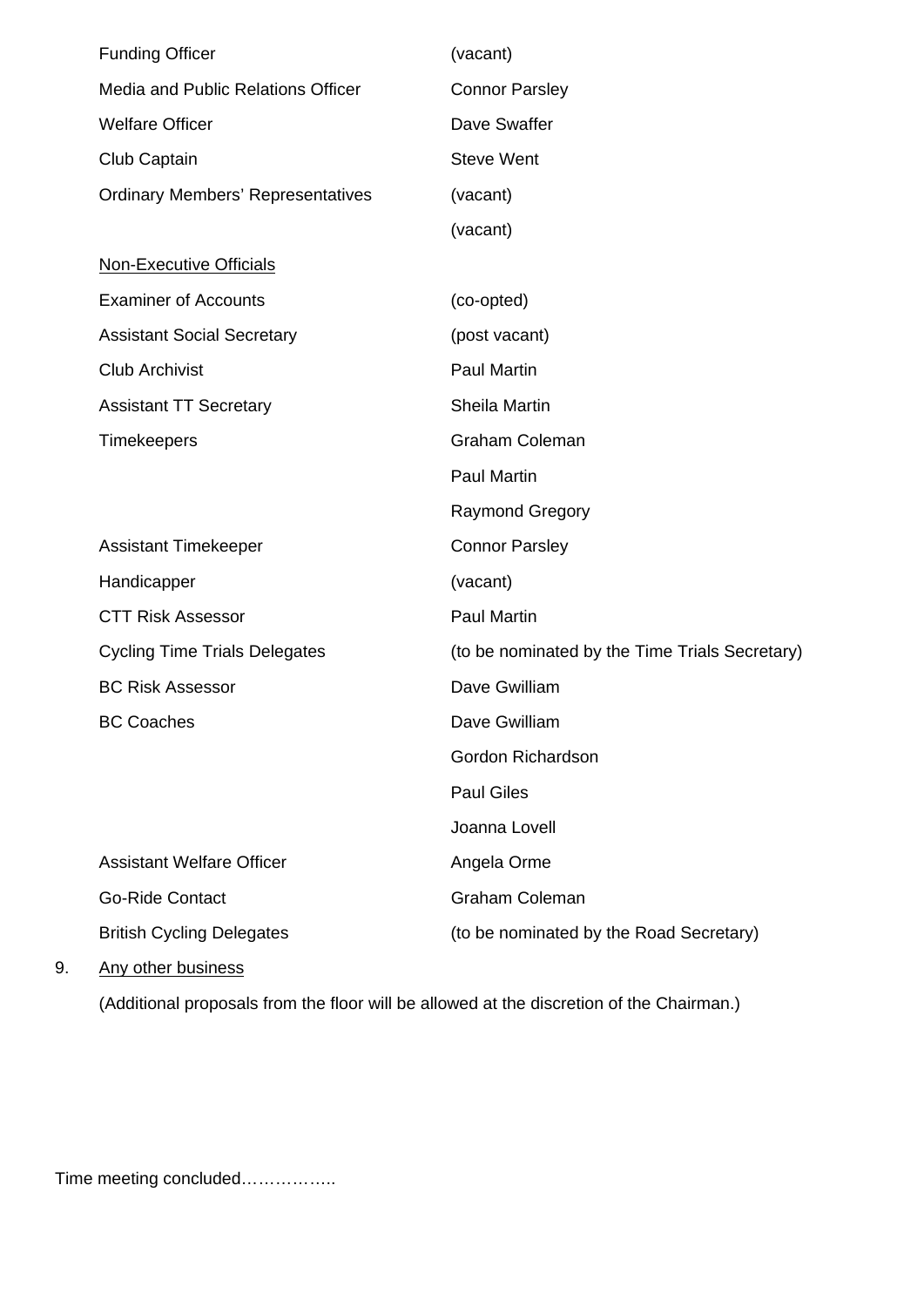| | |
|---|---|
| Funding Officer | (vacant) |
| Media and Public Relations Officer | Connor Parsley |
| Welfare Officer | Dave Swaffer |
| Club Captain | Steve Went |
| Ordinary Members' Representatives | (vacant) |
| | (vacant) |

<u>Non-Executive Officials</u>

| | |
|---|---|
| Examiner of Accounts | (co-opted) |
| Assistant Social Secretary | (post vacant) |
| Club Archivist | Paul Martin |
| Assistant TT Secretary | Sheila Martin |
| Timekeepers | Graham Coleman |
| | Paul Martin |
| | Raymond Gregory |
| Assistant Timekeeper | Connor Parsley |
| Handicapper | (vacant) |
| CTT Risk Assessor | Paul Martin |
| Cycling Time Trials Delegates | (to be nominated by the Time Trials Secretary) |
| BC Risk Assessor | Dave Gwilliam |
| BC Coaches | Dave Gwilliam |
| | Gordon Richardson |
| | Paul Giles |
| | Joanna Lovell |
| Assistant Welfare Officer | Angela Orme |
| Go-Ride Contact | Graham Coleman |
| British Cycling Delegates | (to be nominated by the Road Secretary) |

9. <u>Any other business</u>

   (Additional proposals from the floor will be allowed at the discretion of the Chairman.)

Time meeting concluded……………..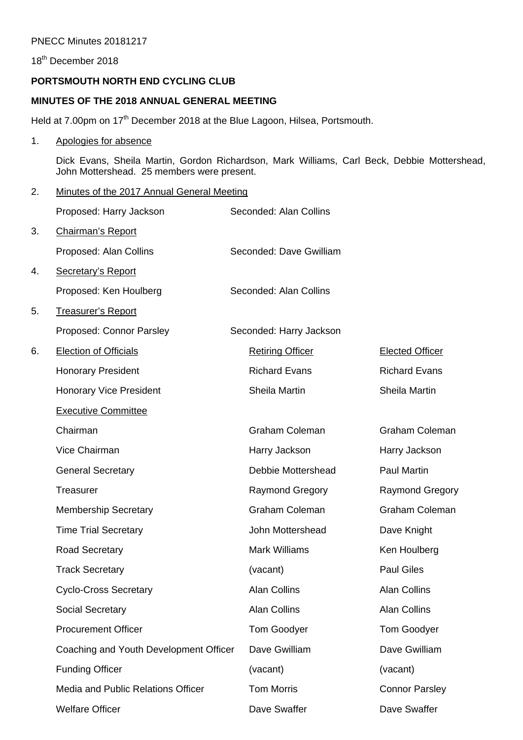PNECC Minutes 20181217

18th December 2018

**PORTSMOUTH NORTH END CYCLING CLUB**

**MINUTES OF THE 2018 ANNUAL GENERAL MEETING**

Held at 7.00pm on 17th December 2018 at the Blue Lagoon, Hilsea, Portsmouth.

1. Apologies for absence

   Dick Evans, Sheila Martin, Gordon Richardson, Mark Williams, Carl Beck, Debbie Mottershead, John Mottershead. 25 members were present.

2. Minutes of the 2017 Annual General Meeting

   Proposed: Harry Jackson    Seconded: Alan Collins

3. Chairman's Report

   Proposed: Alan Collins    Seconded: Dave Gwilliam

4. Secretary's Report

   Proposed: Ken Houlberg    Seconded: Alan Collins

5. Treasurer's Report

   Proposed: Connor Parsley    Seconded: Harry Jackson

6. Election of Officials

| Election of Officials | Retiring Officer | Elected Officer |
|---|---|---|
| Honorary President | Richard Evans | Richard Evans |
| Honorary Vice President | Sheila Martin | Sheila Martin |
| Executive Committee | | |
| Chairman | Graham Coleman | Graham Coleman |
| Vice Chairman | Harry Jackson | Harry Jackson |
| General Secretary | Debbie Mottershead | Paul Martin |
| Treasurer | Raymond Gregory | Raymond Gregory |
| Membership Secretary | Graham Coleman | Graham Coleman |
| Time Trial Secretary | John Mottershead | Dave Knight |
| Road Secretary | Mark Williams | Ken Houlberg |
| Track Secretary | (vacant) | Paul Giles |
| Cyclo-Cross Secretary | Alan Collins | Alan Collins |
| Social Secretary | Alan Collins | Alan Collins |
| Procurement Officer | Tom Goodyer | Tom Goodyer |
| Coaching and Youth Development Officer | Dave Gwilliam | Dave Gwilliam |
| Funding Officer | (vacant) | (vacant) |
| Media and Public Relations Officer | Tom Morris | Connor Parsley |
| Welfare Officer | Dave Swaffer | Dave Swaffer |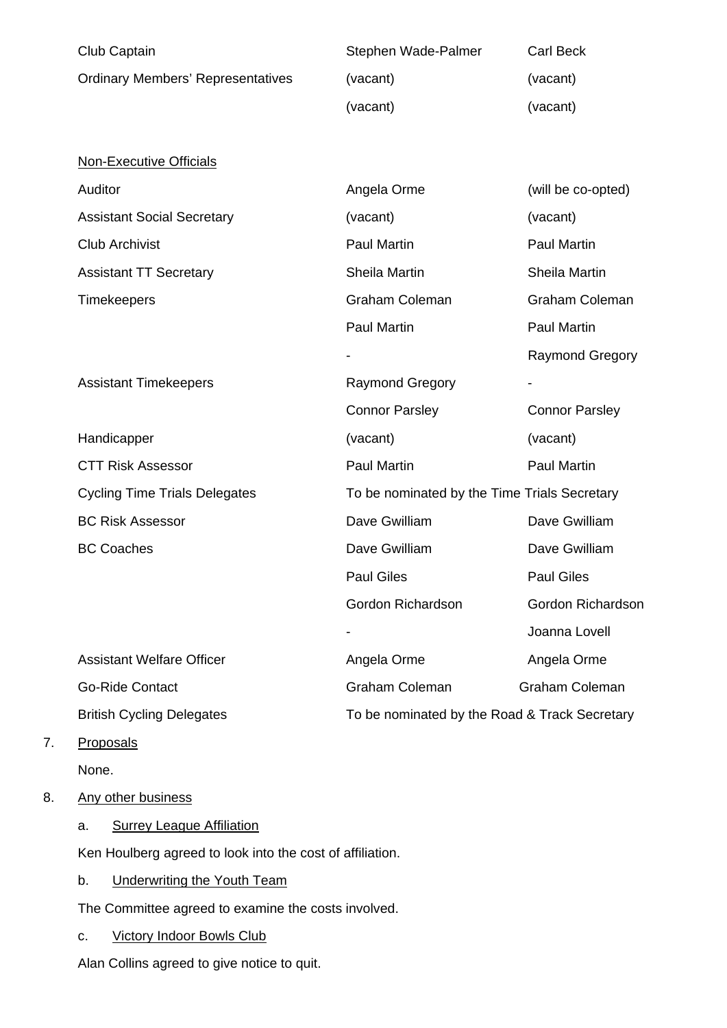| | | |
|---|---|---|
| Club Captain | Stephen Wade-Palmer | Carl Beck |
| Ordinary Members' Representatives | (vacant) | (vacant) |
| | (vacant) | (vacant) |
| | | |
| Non-Executive Officials | | |
| Auditor | Angela Orme | (will be co-opted) |
| Assistant Social Secretary | (vacant) | (vacant) |
| Club Archivist | Paul Martin | Paul Martin |
| Assistant TT Secretary | Sheila Martin | Sheila Martin |
| Timekeepers | Graham Coleman | Graham Coleman |
| | Paul Martin | Paul Martin |
| | - | Raymond Gregory |
| Assistant Timekeepers | Raymond Gregory | - |
| | Connor Parsley | Connor Parsley |
| Handicapper | (vacant) | (vacant) |
| CTT Risk Assessor | Paul Martin | Paul Martin |
| Cycling Time Trials Delegates | To be nominated by the Time Trials Secretary | |
| BC Risk Assessor | Dave Gwilliam | Dave Gwilliam |
| BC Coaches | Dave Gwilliam | Dave Gwilliam |
| | Paul Giles | Paul Giles |
| | Gordon Richardson | Gordon Richardson |
| | - | Joanna Lovell |
| Assistant Welfare Officer | Angela Orme | Angela Orme |
| Go-Ride Contact | Graham Coleman | Graham Coleman |
| British Cycling Delegates | To be nominated by the Road & Track Secretary | |

7. Proposals

None.

8. Any other business

a. Surrey League Affiliation

Ken Houlberg agreed to look into the cost of affiliation.

b. Underwriting the Youth Team

The Committee agreed to examine the costs involved.

c. Victory Indoor Bowls Club

Alan Collins agreed to give notice to quit.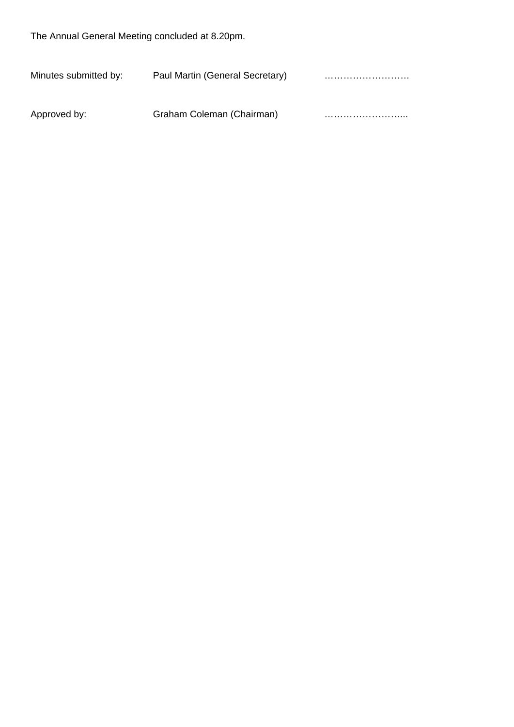The Annual General Meeting concluded at 8.20pm.

| | | |
|---|---|---|
| Minutes submitted by: | Paul Martin (General Secretary) | ……………………… |
| Approved by: | Graham Coleman (Chairman) | …………………….. |